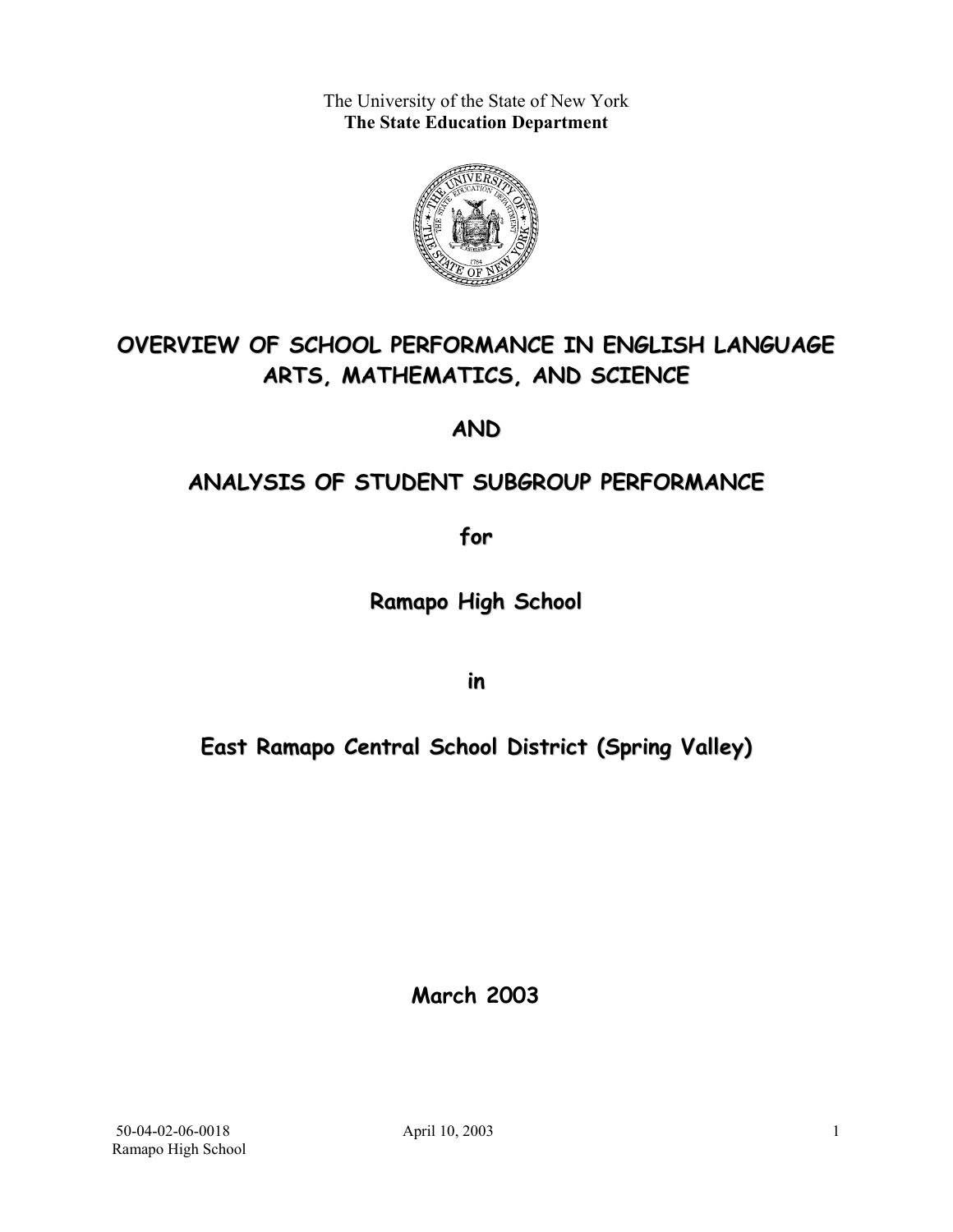The University of the State of New York
**The State Education Department**

# OVERVIEW OF SCHOOL PERFORMANCE IN ENGLISH LANGUAGE ARTS, MATHEMATICS, AND SCIENCE

# AND

# ANALYSIS OF STUDENT SUBGROUP PERFORMANCE

## for

## Ramapo High School

## in

## East Ramapo Central School District (Spring Valley)

**March 2003**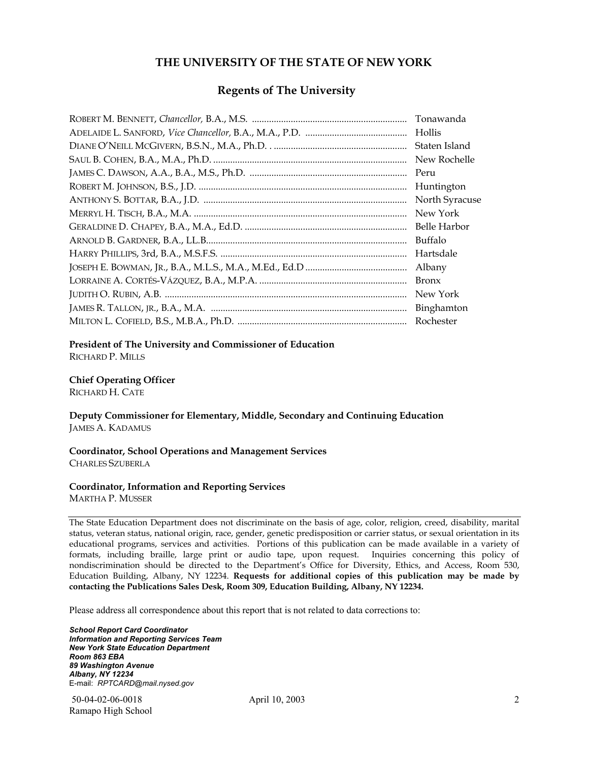# THE UNIVERSITY OF THE STATE OF NEW YORK

## Regents of The University

| | |
|---|---|
| ROBERT M. BENNETT, *Chancellor,* B.A., M.S. | Tonawanda |
| ADELAIDE L. SANFORD, *Vice Chancellor,* B.A., M.A., P.D. | Hollis |
| DIANE O'NEILL MCGIVERN, B.S.N., M.A., Ph.D. | Staten Island |
| SAUL B. COHEN, B.A., M.A., Ph.D. | New Rochelle |
| JAMES C. DAWSON, A.A., B.A., M.S., Ph.D. | Peru |
| ROBERT M. JOHNSON, B.S., J.D. | Huntington |
| ANTHONY S. BOTTAR, B.A., J.D. | North Syracuse |
| MERRYL H. TISCH, B.A., M.A. | New York |
| GERALDINE D. CHAPEY, B.A., M.A., Ed.D. | Belle Harbor |
| ARNOLD B. GARDNER, B.A., LL.B. | Buffalo |
| HARRY PHILLIPS, 3rd, B.A., M.S.F.S. | Hartsdale |
| JOSEPH E. BOWMAN, JR., B.A., M.L.S., M.A., M.Ed., Ed.D | Albany |
| LORRAINE A. CORTÉS-VÁZQUEZ, B.A., M.P.A. | Bronx |
| JUDITH O. RUBIN, A.B. | New York |
| JAMES R. TALLON, JR., B.A., M.A. | Binghamton |
| MILTON L. COFIELD, B.S., M.B.A., Ph.D. | Rochester |

**President of The University and Commissioner of Education**
RICHARD P. MILLS

**Chief Operating Officer**
RICHARD H. CATE

**Deputy Commissioner for Elementary, Middle, Secondary and Continuing Education**
JAMES A. KADAMUS

**Coordinator, School Operations and Management Services**
CHARLES SZUBERLA

**Coordinator, Information and Reporting Services**
MARTHA P. MUSSER

---

The State Education Department does not discriminate on the basis of age, color, religion, creed, disability, marital status, veteran status, national origin, race, gender, genetic predisposition or carrier status, or sexual orientation in its educational programs, services and activities. Portions of this publication can be made available in a variety of formats, including braille, large print or audio tape, upon request. Inquiries concerning this policy of nondiscrimination should be directed to the Department's Office for Diversity, Ethics, and Access, Room 530, Education Building, Albany, NY 12234. **Requests for additional copies of this publication may be made by contacting the Publications Sales Desk, Room 309, Education Building, Albany, NY 12234.**

Please address all correspondence about this report that is not related to data corrections to:

***School Report Card Coordinator***
***Information and Reporting Services Team***
***New York State Education Department***
***Room 863 EBA***
***89 Washington Avenue***
***Albany, NY 12234***
E-mail: *RPTCARD@mail.nysed.gov*

50-04-02-06-0018 April 10, 2003
Ramapo High School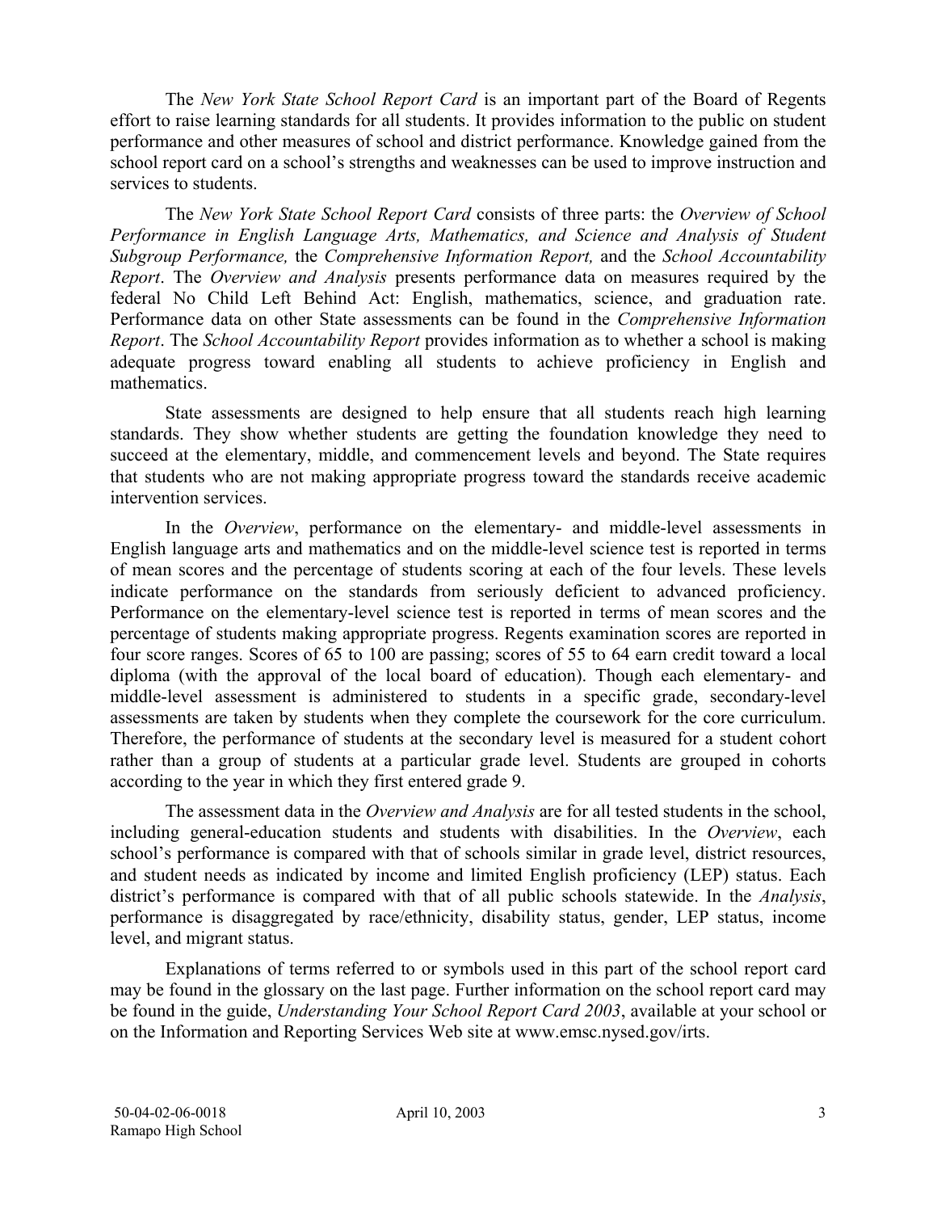The *New York State School Report Card* is an important part of the Board of Regents effort to raise learning standards for all students. It provides information to the public on student performance and other measures of school and district performance. Knowledge gained from the school report card on a school's strengths and weaknesses can be used to improve instruction and services to students.

The *New York State School Report Card* consists of three parts: the *Overview of School Performance in English Language Arts, Mathematics, and Science and Analysis of Student Subgroup Performance,* the *Comprehensive Information Report,* and the *School Accountability Report*. The *Overview and Analysis* presents performance data on measures required by the federal No Child Left Behind Act: English, mathematics, science, and graduation rate. Performance data on other State assessments can be found in the *Comprehensive Information Report*. The *School Accountability Report* provides information as to whether a school is making adequate progress toward enabling all students to achieve proficiency in English and mathematics.

State assessments are designed to help ensure that all students reach high learning standards. They show whether students are getting the foundation knowledge they need to succeed at the elementary, middle, and commencement levels and beyond. The State requires that students who are not making appropriate progress toward the standards receive academic intervention services.

In the *Overview*, performance on the elementary- and middle-level assessments in English language arts and mathematics and on the middle-level science test is reported in terms of mean scores and the percentage of students scoring at each of the four levels. These levels indicate performance on the standards from seriously deficient to advanced proficiency. Performance on the elementary-level science test is reported in terms of mean scores and the percentage of students making appropriate progress. Regents examination scores are reported in four score ranges. Scores of 65 to 100 are passing; scores of 55 to 64 earn credit toward a local diploma (with the approval of the local board of education). Though each elementary- and middle-level assessment is administered to students in a specific grade, secondary-level assessments are taken by students when they complete the coursework for the core curriculum. Therefore, the performance of students at the secondary level is measured for a student cohort rather than a group of students at a particular grade level. Students are grouped in cohorts according to the year in which they first entered grade 9.

The assessment data in the *Overview and Analysis* are for all tested students in the school, including general-education students and students with disabilities. In the *Overview*, each school's performance is compared with that of schools similar in grade level, district resources, and student needs as indicated by income and limited English proficiency (LEP) status. Each district's performance is compared with that of all public schools statewide. In the *Analysis*, performance is disaggregated by race/ethnicity, disability status, gender, LEP status, income level, and migrant status.

Explanations of terms referred to or symbols used in this part of the school report card may be found in the glossary on the last page. Further information on the school report card may be found in the guide, *Understanding Your School Report Card 2003*, available at your school or on the Information and Reporting Services Web site at www.emsc.nysed.gov/irts.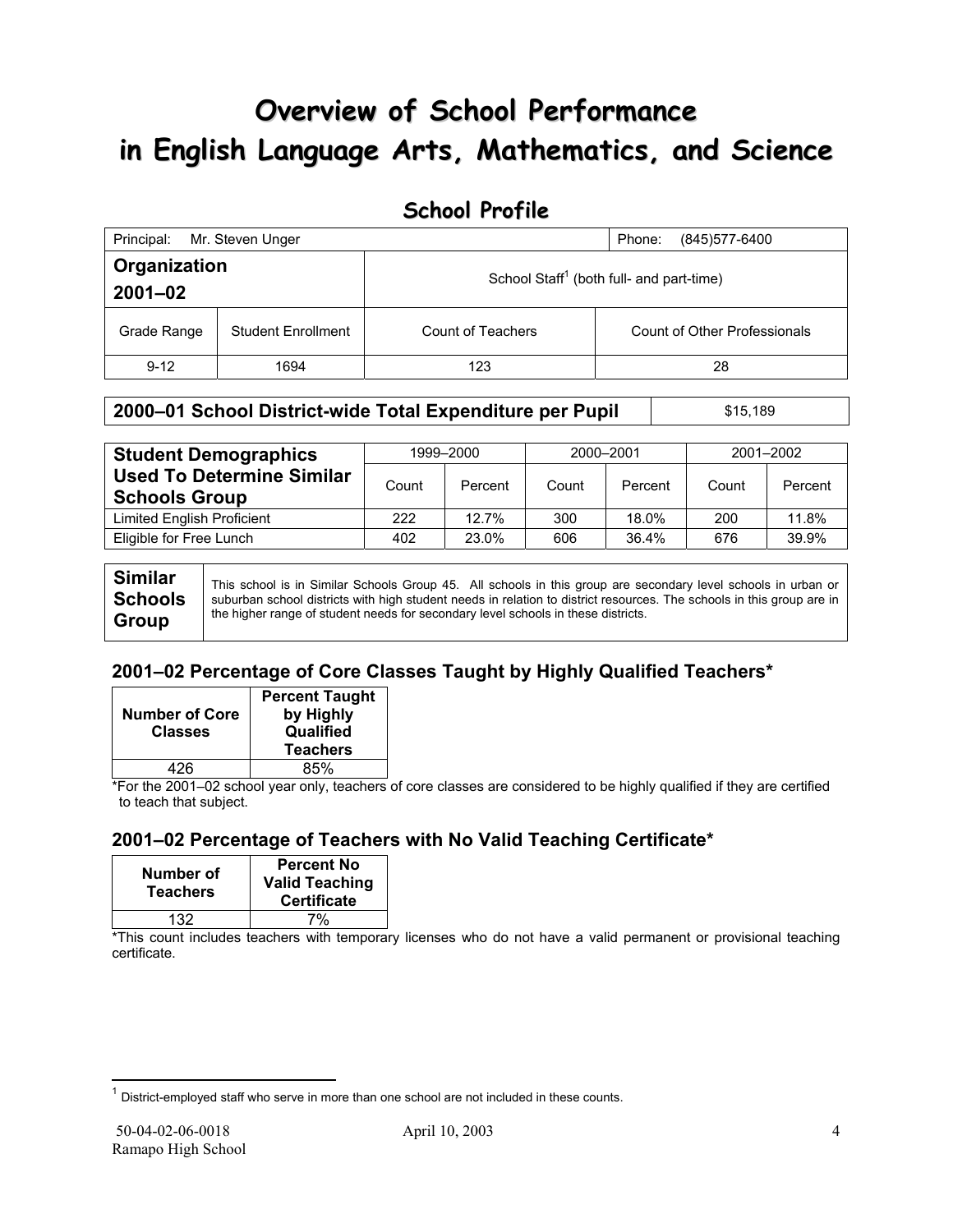# Overview of School Performance in English Language Arts, Mathematics, and Science

## School Profile

| Principal: Mr. Steven Unger | | | Phone: (845)577-6400 |
|---|---|---|---|
| **Organization 2001–02** | | School Staff[1] (both full- and part-time) | |
| Grade Range | Student Enrollment | Count of Teachers | Count of Other Professionals |
| 9-12 | 1694 | 123 | 28 |

| **2000–01 School District-wide Total Expenditure per Pupil** | $15,189 |
|---|---|

| **Student Demographics Used To Determine Similar Schools Group** | 1999–2000 | | 2000–2001 | | 2001–2002 | |
|---|---|---|---|---|---|---|
| | Count | Percent | Count | Percent | Count | Percent |
| Limited English Proficient | 222 | 12.7% | 300 | 18.0% | 200 | 11.8% |
| Eligible for Free Lunch | 402 | 23.0% | 606 | 36.4% | 676 | 39.9% |

| **Similar Schools Group** | This school is in Similar Schools Group 45. All schools in this group are secondary level schools in urban or suburban school districts with high student needs in relation to district resources. The schools in this group are in the higher range of student needs for secondary level schools in these districts. |
|---|---|

### 2001–02 Percentage of Core Classes Taught by Highly Qualified Teachers*

| Number of Core Classes | Percent Taught by Highly Qualified Teachers |
|---|---|
| 426 | 85% |

*For the 2001–02 school year only, teachers of core classes are considered to be highly qualified if they are certified to teach that subject.

### 2001–02 Percentage of Teachers with No Valid Teaching Certificate*

| Number of Teachers | Percent No Valid Teaching Certificate |
|---|---|
| 132 | 7% |

*This count includes teachers with temporary licenses who do not have a valid permanent or provisional teaching certificate.

[1] District-employed staff who serve in more than one school are not included in these counts.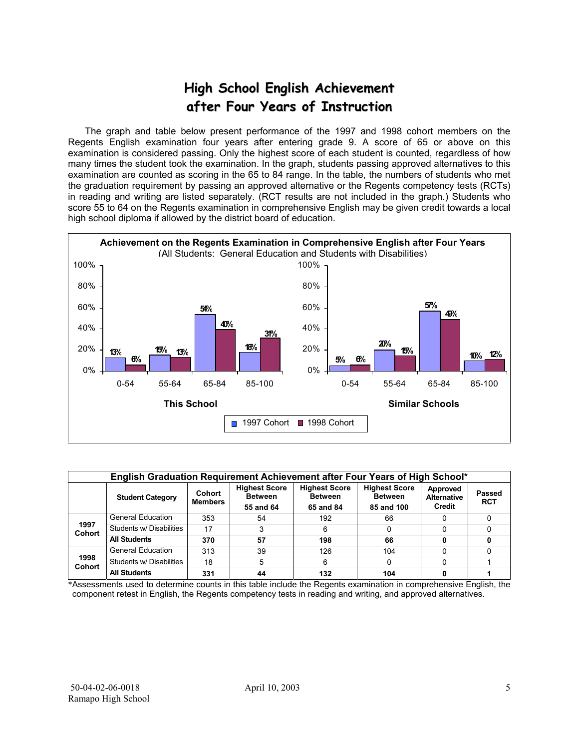# High School English Achievement after Four Years of Instruction

The graph and table below present performance of the 1997 and 1998 cohort members on the Regents English examination four years after entering grade 9. A score of 65 or above on this examination is considered passing. Only the highest score of each student is counted, regardless of how many times the student took the examination. In the graph, students passing approved alternatives to this examination are counted as scoring in the 65 to 84 range. In the table, the numbers of students who met the graduation requirement by passing an approved alternative or the Regents competency tests (RCTs) in reading and writing are listed separately. (RCT results are not included in the graph.) Students who score 55 to 64 on the Regents examination in comprehensive English may be given credit towards a local high school diploma if allowed by the district board of education.

**Achievement on the Regents Examination in Comprehensive English after Four Years**
(All Students: General Education and Students with Disabilities)

**This School**

| Score Range | 1997 Cohort | 1998 Cohort |
|---|---|---|
| 0-54 | 13% | 6% |
| 55-64 | 15% | 13% |
| 65-84 | 54% | 40% |
| 85-100 | 18% | 31% |

**Similar Schools**

| Score Range | 1997 Cohort | 1998 Cohort |
|---|---|---|
| 0-54 | 5% | 6% |
| 55-64 | 20% | 15% |
| 65-84 | 57% | 49% |
| 85-100 | 10% | 12% |

**English Graduation Requirement Achievement after Four Years of High School***

| | Student Category | Cohort Members | Highest Score Between 55 and 64 | Highest Score Between 65 and 84 | Highest Score Between 85 and 100 | Approved Alternative Credit | Passed RCT |
|---|---|---|---|---|---|---|---|
| 1997 Cohort | General Education | 353 | 54 | 192 | 66 | 0 | 0 |
| | Students w/ Disabilities | 17 | 3 | 6 | 0 | 0 | 0 |
| | **All Students** | **370** | **57** | **198** | **66** | **0** | **0** |
| 1998 Cohort | General Education | 313 | 39 | 126 | 104 | 0 | 0 |
| | Students w/ Disabilities | 18 | 5 | 6 | 0 | 0 | 1 |
| | **All Students** | **331** | **44** | **132** | **104** | **0** | **1** |

*Assessments used to determine counts in this table include the Regents examination in comprehensive English, the component retest in English, the Regents competency tests in reading and writing, and approved alternatives.

50-04-02-06-0018
Ramapo High School

April 10, 2003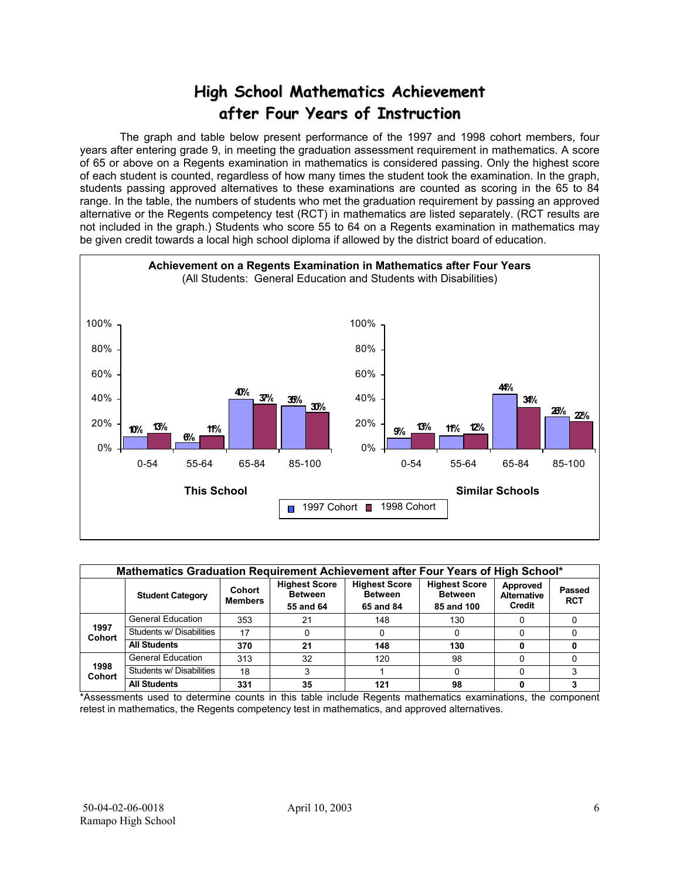# High School Mathematics Achievement after Four Years of Instruction

The graph and table below present performance of the 1997 and 1998 cohort members, four years after entering grade 9, in meeting the graduation assessment requirement in mathematics. A score of 65 or above on a Regents examination in mathematics is considered passing. Only the highest score of each student is counted, regardless of how many times the student took the examination. In the graph, students passing approved alternatives to these examinations are counted as scoring in the 65 to 84 range. In the table, the numbers of students who met the graduation requirement by passing an approved alternative or the Regents competency test (RCT) in mathematics are listed separately. (RCT results are not included in the graph.) Students who score 55 to 64 on a Regents examination in mathematics may be given credit towards a local high school diploma if allowed by the district board of education.

**Achievement on a Regents Examination in Mathematics after Four Years**
(All Students: General Education and Students with Disabilities)

**This School**

| Score Range | 1997 Cohort | 1998 Cohort |
|---|---|---|
| 0-54 | 10% | 13% |
| 55-64 | 6% | 11% |
| 65-84 | 40% | 37% |
| 85-100 | 35% | 30% |

**Similar Schools**

| Score Range | 1997 Cohort | 1998 Cohort |
|---|---|---|
| 0-54 | 9% | 13% |
| 55-64 | 11% | 12% |
| 65-84 | 44% | 34% |
| 85-100 | 26% | 22% |

**Mathematics Graduation Requirement Achievement after Four Years of High School***

| | Student Category | Cohort Members | Highest Score Between 55 and 64 | Highest Score Between 65 and 84 | Highest Score Between 85 and 100 | Approved Alternative Credit | Passed RCT |
|---|---|---|---|---|---|---|---|
| 1997 Cohort | General Education | 353 | 21 | 148 | 130 | 0 | 0 |
| | Students w/ Disabilities | 17 | 0 | 0 | 0 | 0 | 0 |
| | **All Students** | **370** | **21** | **148** | **130** | **0** | **0** |
| 1998 Cohort | General Education | 313 | 32 | 120 | 98 | 0 | 0 |
| | Students w/ Disabilities | 18 | 3 | 1 | 0 | 0 | 3 |
| | **All Students** | **331** | **35** | **121** | **98** | **0** | **3** |

*Assessments used to determine counts in this table include Regents mathematics examinations, the component retest in mathematics, the Regents competency test in mathematics, and approved alternatives.

50-04-02-06-0018 Ramapo High School — April 10, 2003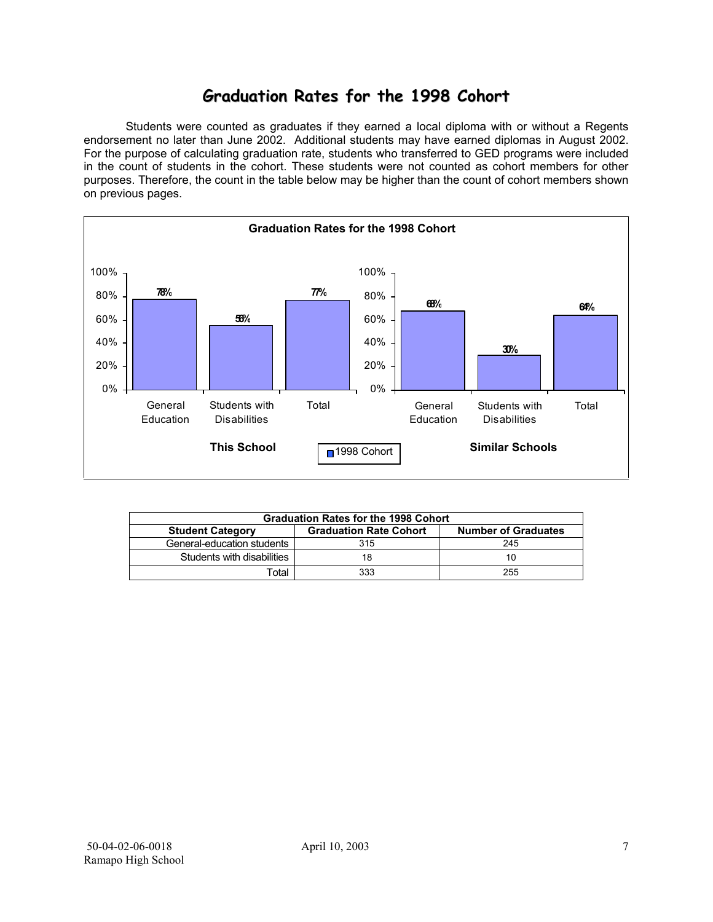# Graduation Rates for the 1998 Cohort

Students were counted as graduates if they earned a local diploma with or without a Regents endorsement no later than June 2002. Additional students may have earned diplomas in August 2002. For the purpose of calculating graduation rate, students who transferred to GED programs were included in the count of students in the cohort. These students were not counted as cohort members for other purposes. Therefore, the count in the table below may be higher than the count of cohort members shown on previous pages.

**Graduation Rates for the 1998 Cohort**

| | General Education | Students with Disabilities | Total |
|---|---|---|---|
| This School | 78% | 56% | 77% |
| Similar Schools | 68% | 30% | 64% |

| Graduation Rates for the 1998 Cohort | | |
|---|---|---|
| **Student Category** | **Graduation Rate Cohort** | **Number of Graduates** |
| General-education students | 315 | 245 |
| Students with disabilities | 18 | 10 |
| Total | 333 | 255 |

50-04-02-06-0018
Ramapo High School

April 10, 2003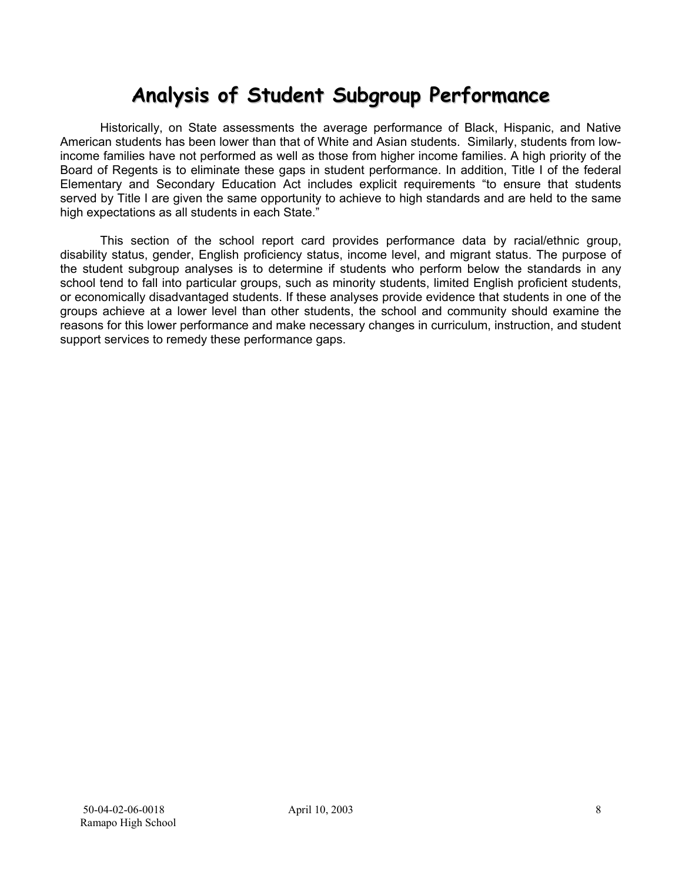# Analysis of Student Subgroup Performance

Historically, on State assessments the average performance of Black, Hispanic, and Native American students has been lower than that of White and Asian students. Similarly, students from low-income families have not performed as well as those from higher income families. A high priority of the Board of Regents is to eliminate these gaps in student performance. In addition, Title I of the federal Elementary and Secondary Education Act includes explicit requirements "to ensure that students served by Title I are given the same opportunity to achieve to high standards and are held to the same high expectations as all students in each State."

This section of the school report card provides performance data by racial/ethnic group, disability status, gender, English proficiency status, income level, and migrant status. The purpose of the student subgroup analyses is to determine if students who perform below the standards in any school tend to fall into particular groups, such as minority students, limited English proficient students, or economically disadvantaged students. If these analyses provide evidence that students in one of the groups achieve at a lower level than other students, the school and community should examine the reasons for this lower performance and make necessary changes in curriculum, instruction, and student support services to remedy these performance gaps.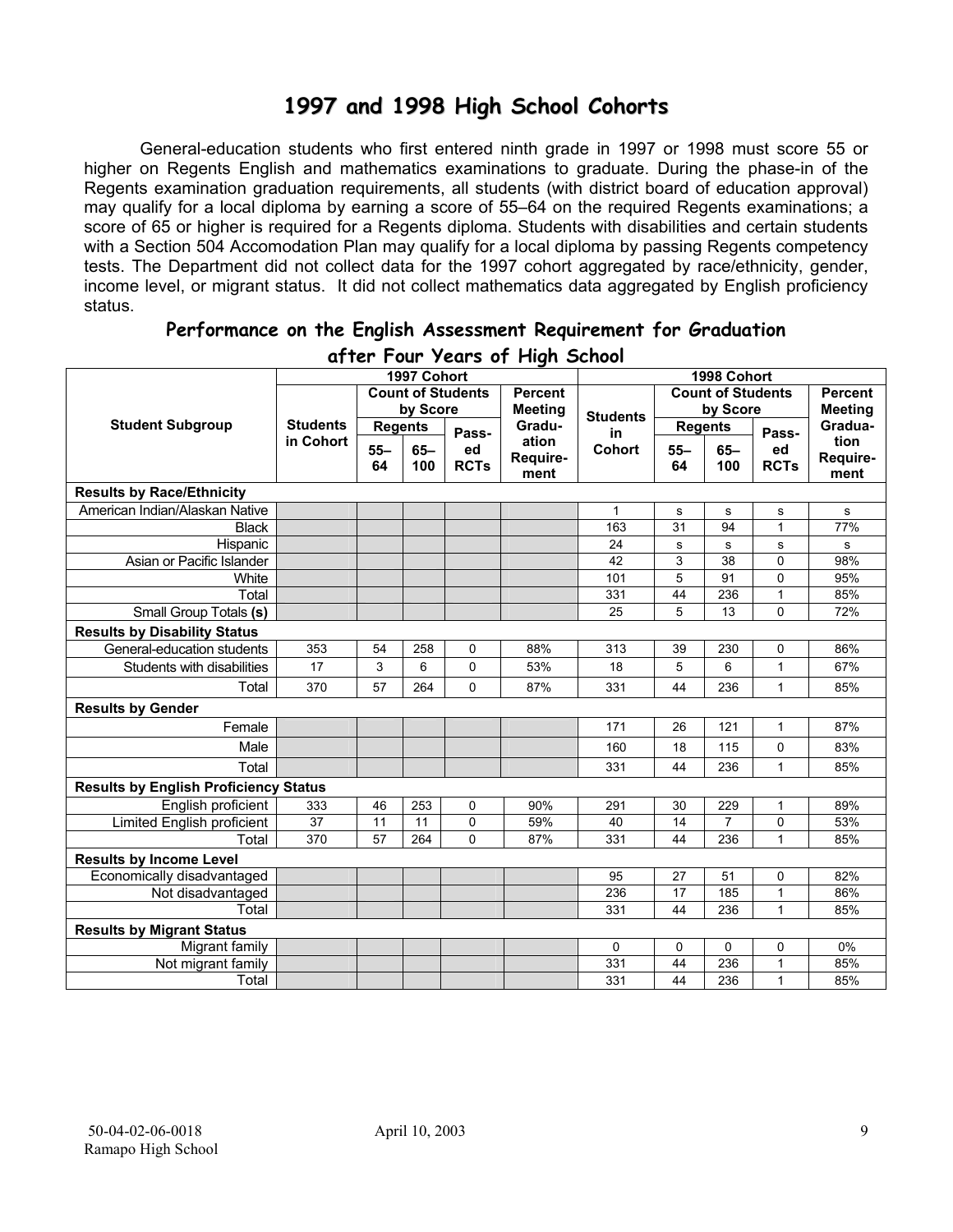# 1997 and 1998 High School Cohorts

General-education students who first entered ninth grade in 1997 or 1998 must score 55 or higher on Regents English and mathematics examinations to graduate. During the phase-in of the Regents examination graduation requirements, all students (with district board of education approval) may qualify for a local diploma by earning a score of 55–64 on the required Regents examinations; a score of 65 or higher is required for a Regents diploma. Students with disabilities and certain students with a Section 504 Accomodation Plan may qualify for a local diploma by passing Regents competency tests. The Department did not collect data for the 1997 cohort aggregated by race/ethnicity, gender, income level, or migrant status. It did not collect mathematics data aggregated by English proficiency status.

## Performance on the English Assessment Requirement for Graduation after Four Years of High School

| Student Subgroup | 1997 Cohort | | | | | 1998 Cohort | | | | |
|---|---|---|---|---|---|---|---|---|---|---|
| | Students in Cohort | Count of Students by Score | | | Percent Meeting Graduation Requirement | Students in Cohort | Count of Students by Score | | | Percent Meeting Graduation Requirement |
| | | Regents | | Passed RCTs | | | Regents | | Passed RCTs | |
| | | 55–64 | 65–100 | | | | 55–64 | 65–100 | | |
| **Results by Race/Ethnicity** | | | | | | | | | | |
| American Indian/Alaskan Native | | | | | | 1 | s | s | s | s |
| Black | | | | | | 163 | 31 | 94 | 1 | 77% |
| Hispanic | | | | | | 24 | s | s | s | s |
| Asian or Pacific Islander | | | | | | 42 | 3 | 38 | 0 | 98% |
| White | | | | | | 101 | 5 | 91 | 0 | 95% |
| Total | | | | | | 331 | 44 | 236 | 1 | 85% |
| Small Group Totals **(s)** | | | | | | 25 | 5 | 13 | 0 | 72% |
| **Results by Disability Status** | | | | | | | | | | |
| General-education students | 353 | 54 | 258 | 0 | 88% | 313 | 39 | 230 | 0 | 86% |
| Students with disabilities | 17 | 3 | 6 | 0 | 53% | 18 | 5 | 6 | 1 | 67% |
| Total | 370 | 57 | 264 | 0 | 87% | 331 | 44 | 236 | 1 | 85% |
| **Results by Gender** | | | | | | | | | | |
| Female | | | | | | 171 | 26 | 121 | 1 | 87% |
| Male | | | | | | 160 | 18 | 115 | 0 | 83% |
| Total | | | | | | 331 | 44 | 236 | 1 | 85% |
| **Results by English Proficiency Status** | | | | | | | | | | |
| English proficient | 333 | 46 | 253 | 0 | 90% | 291 | 30 | 229 | 1 | 89% |
| Limited English proficient | 37 | 11 | 11 | 0 | 59% | 40 | 14 | 7 | 0 | 53% |
| Total | 370 | 57 | 264 | 0 | 87% | 331 | 44 | 236 | 1 | 85% |
| **Results by Income Level** | | | | | | | | | | |
| Economically disadvantaged | | | | | | 95 | 27 | 51 | 0 | 82% |
| Not disadvantaged | | | | | | 236 | 17 | 185 | 1 | 86% |
| Total | | | | | | 331 | 44 | 236 | 1 | 85% |
| **Results by Migrant Status** | | | | | | | | | | |
| Migrant family | | | | | | 0 | 0 | 0 | 0 | 0% |
| Not migrant family | | | | | | 331 | 44 | 236 | 1 | 85% |
| Total | | | | | | 331 | 44 | 236 | 1 | 85% |

50-04-02-06-0018 April 10, 2003
Ramapo High School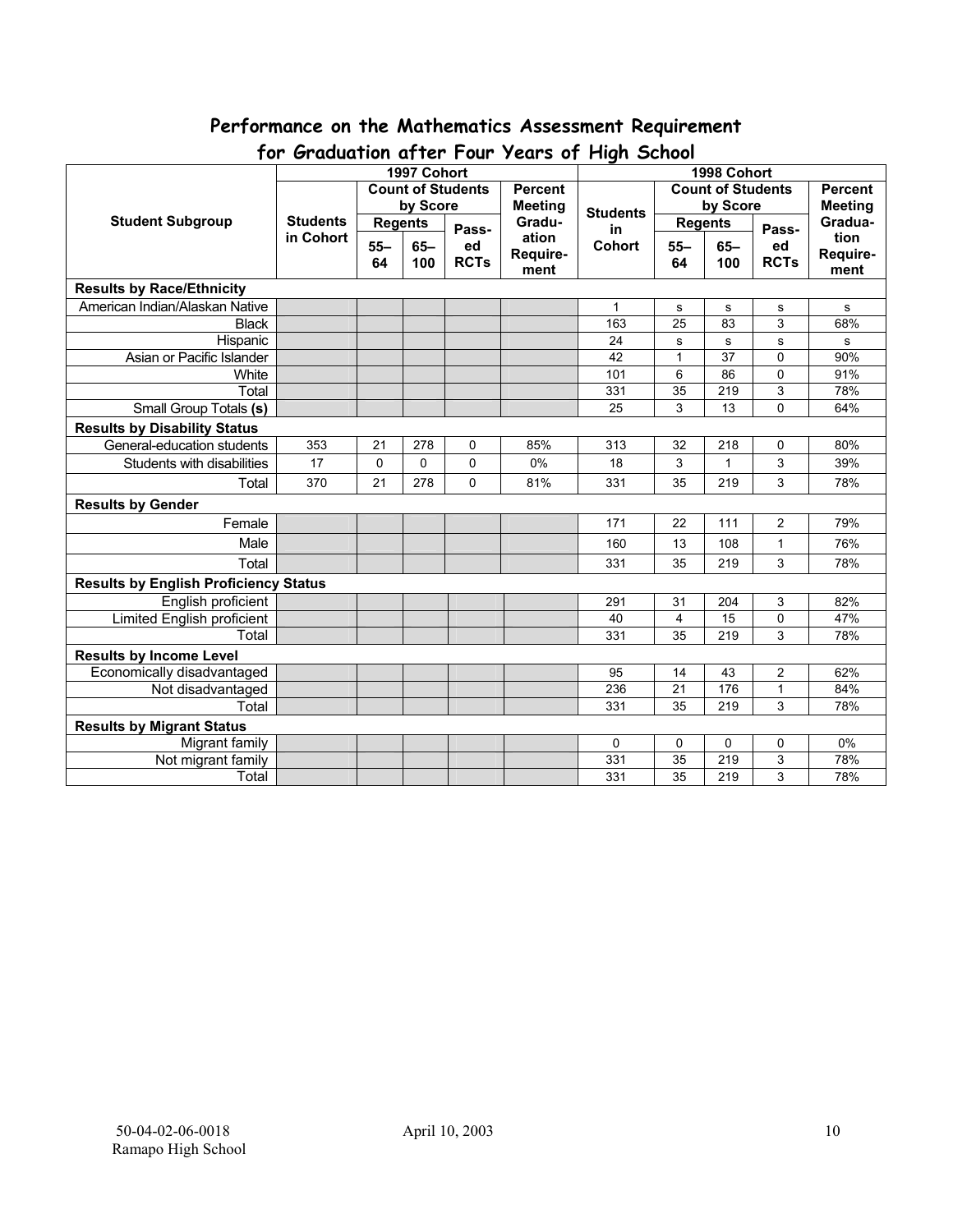## Performance on the Mathematics Assessment Requirement for Graduation after Four Years of High School

| Student Subgroup | 1997 Cohort | | | | | 1998 Cohort | | | | |
|---|---|---|---|---|---|---|---|---|---|---|
| | Students in Cohort | Count of Students by Score | | | Percent Meeting Graduation Requirement | Students in Cohort | Count of Students by Score | | | Percent Meeting Graduation Requirement |
| | | Regents | | Passed RCTs | | | Regents | | Passed RCTs | |
| | | 55–64 | 65–100 | | | | 55–64 | 65–100 | | |
| **Results by Race/Ethnicity** | | | | | | | | | | |
| American Indian/Alaskan Native | | | | | | 1 | s | s | s | s |
| Black | | | | | | 163 | 25 | 83 | 3 | 68% |
| Hispanic | | | | | | 24 | s | s | s | s |
| Asian or Pacific Islander | | | | | | 42 | 1 | 37 | 0 | 90% |
| White | | | | | | 101 | 6 | 86 | 0 | 91% |
| Total | | | | | | 331 | 35 | 219 | 3 | 78% |
| Small Group Totals **(s)** | | | | | | 25 | 3 | 13 | 0 | 64% |
| **Results by Disability Status** | | | | | | | | | | |
| General-education students | 353 | 21 | 278 | 0 | 85% | 313 | 32 | 218 | 0 | 80% |
| Students with disabilities | 17 | 0 | 0 | 0 | 0% | 18 | 3 | 1 | 3 | 39% |
| Total | 370 | 21 | 278 | 0 | 81% | 331 | 35 | 219 | 3 | 78% |
| **Results by Gender** | | | | | | | | | | |
| Female | | | | | | 171 | 22 | 111 | 2 | 79% |
| Male | | | | | | 160 | 13 | 108 | 1 | 76% |
| Total | | | | | | 331 | 35 | 219 | 3 | 78% |
| **Results by English Proficiency Status** | | | | | | | | | | |
| English proficient | | | | | | 291 | 31 | 204 | 3 | 82% |
| Limited English proficient | | | | | | 40 | 4 | 15 | 0 | 47% |
| Total | | | | | | 331 | 35 | 219 | 3 | 78% |
| **Results by Income Level** | | | | | | | | | | |
| Economically disadvantaged | | | | | | 95 | 14 | 43 | 2 | 62% |
| Not disadvantaged | | | | | | 236 | 21 | 176 | 1 | 84% |
| Total | | | | | | 331 | 35 | 219 | 3 | 78% |
| **Results by Migrant Status** | | | | | | | | | | |
| Migrant family | | | | | | 0 | 0 | 0 | 0 | 0% |
| Not migrant family | | | | | | 331 | 35 | 219 | 3 | 78% |
| Total | | | | | | 331 | 35 | 219 | 3 | 78% |

50-04-02-06-0018
Ramapo High School

April 10, 2003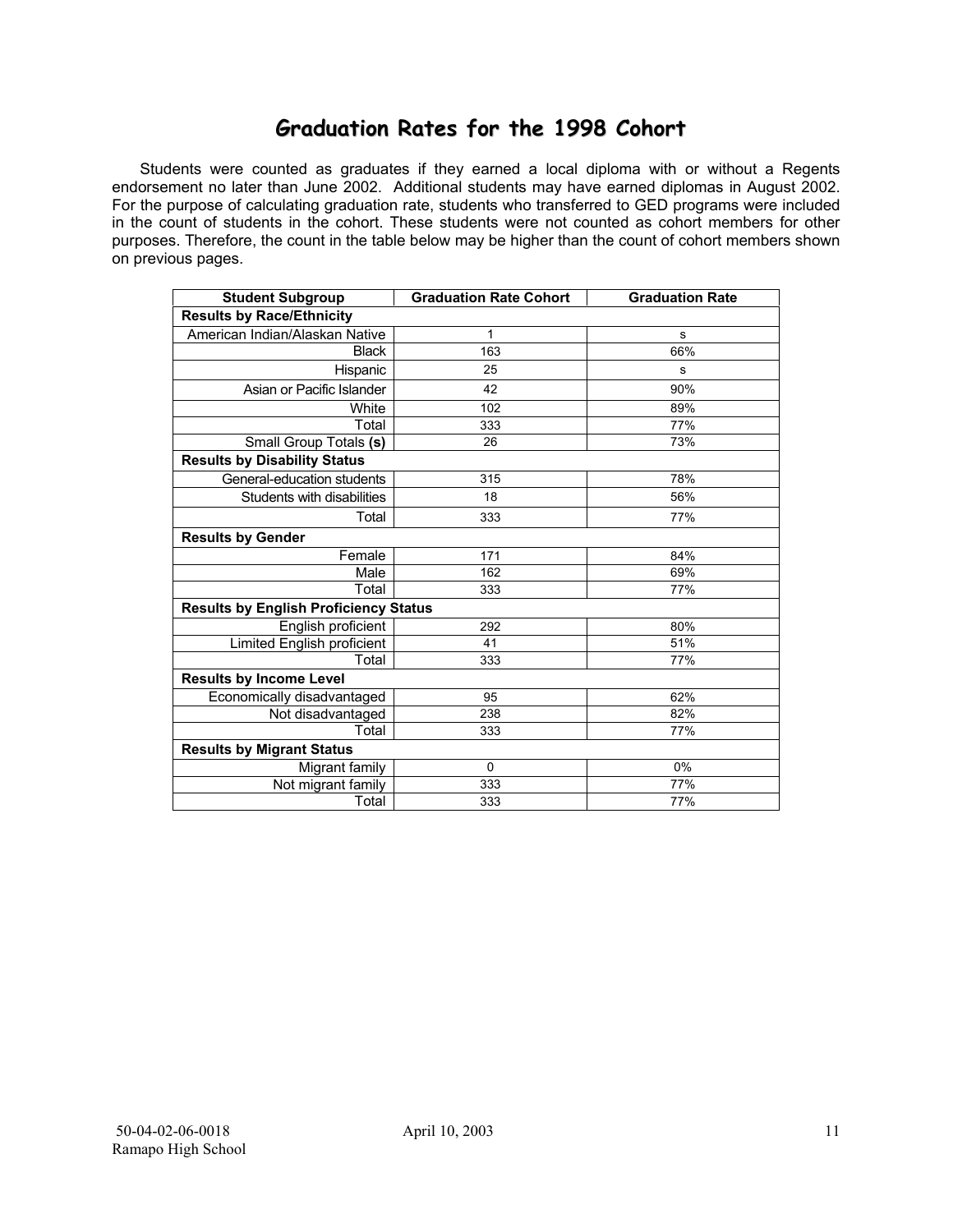# Graduation Rates for the 1998 Cohort

Students were counted as graduates if they earned a local diploma with or without a Regents endorsement no later than June 2002. Additional students may have earned diplomas in August 2002. For the purpose of calculating graduation rate, students who transferred to GED programs were included in the count of students in the cohort. These students were not counted as cohort members for other purposes. Therefore, the count in the table below may be higher than the count of cohort members shown on previous pages.

| Student Subgroup | Graduation Rate Cohort | Graduation Rate |
|---|---|---|
| **Results by Race/Ethnicity** | | |
| American Indian/Alaskan Native | 1 | s |
| Black | 163 | 66% |
| Hispanic | 25 | s |
| Asian or Pacific Islander | 42 | 90% |
| White | 102 | 89% |
| Total | 333 | 77% |
| Small Group Totals **(s)** | 26 | 73% |
| **Results by Disability Status** | | |
| General-education students | 315 | 78% |
| Students with disabilities | 18 | 56% |
| Total | 333 | 77% |
| **Results by Gender** | | |
| Female | 171 | 84% |
| Male | 162 | 69% |
| Total | 333 | 77% |
| **Results by English Proficiency Status** | | |
| English proficient | 292 | 80% |
| Limited English proficient | 41 | 51% |
| Total | 333 | 77% |
| **Results by Income Level** | | |
| Economically disadvantaged | 95 | 62% |
| Not disadvantaged | 238 | 82% |
| Total | 333 | 77% |
| **Results by Migrant Status** | | |
| Migrant family | 0 | 0% |
| Not migrant family | 333 | 77% |
| Total | 333 | 77% |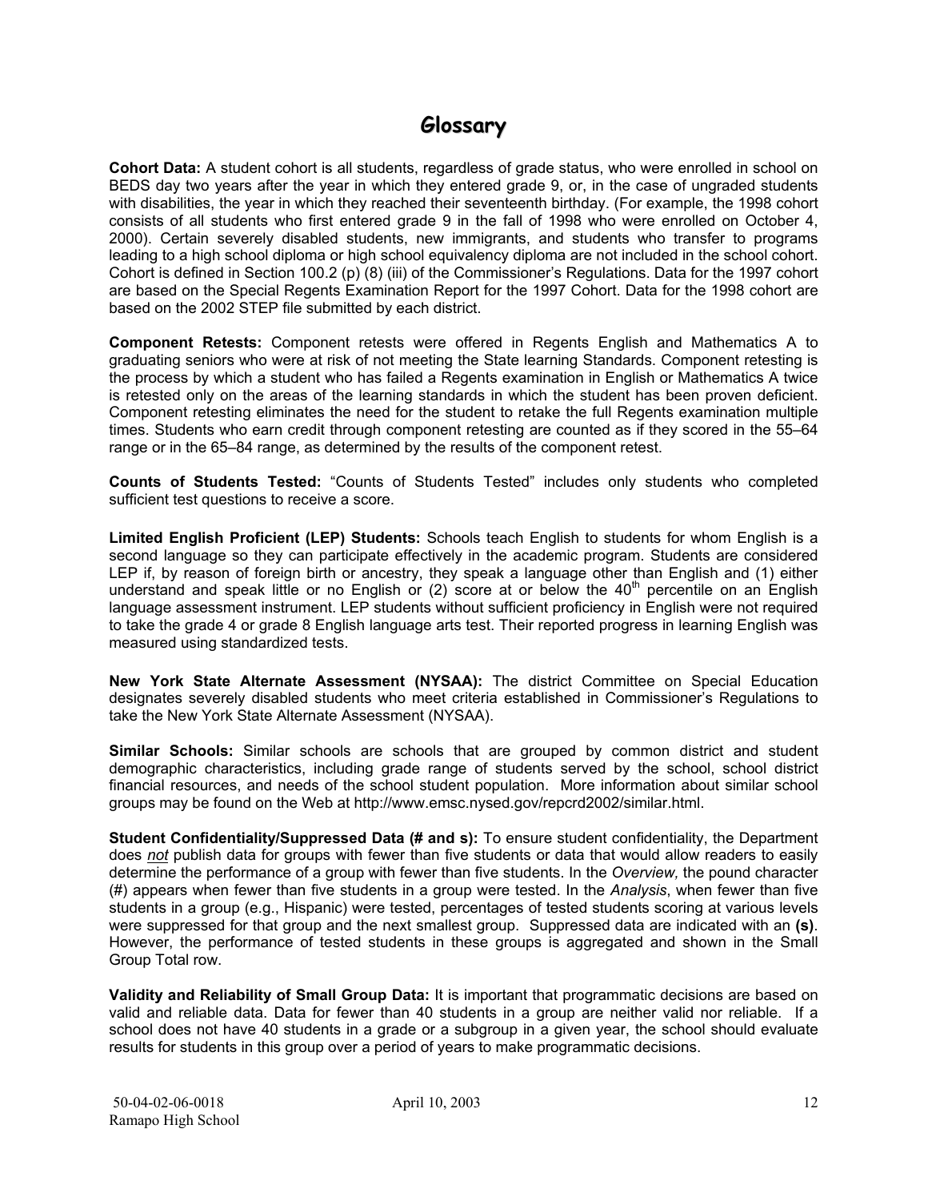# Glossary

**Cohort Data:** A student cohort is all students, regardless of grade status, who were enrolled in school on BEDS day two years after the year in which they entered grade 9, or, in the case of ungraded students with disabilities, the year in which they reached their seventeenth birthday. (For example, the 1998 cohort consists of all students who first entered grade 9 in the fall of 1998 who were enrolled on October 4, 2000). Certain severely disabled students, new immigrants, and students who transfer to programs leading to a high school diploma or high school equivalency diploma are not included in the school cohort. Cohort is defined in Section 100.2 (p) (8) (iii) of the Commissioner's Regulations. Data for the 1997 cohort are based on the Special Regents Examination Report for the 1997 Cohort. Data for the 1998 cohort are based on the 2002 STEP file submitted by each district.

**Component Retests:** Component retests were offered in Regents English and Mathematics A to graduating seniors who were at risk of not meeting the State learning Standards. Component retesting is the process by which a student who has failed a Regents examination in English or Mathematics A twice is retested only on the areas of the learning standards in which the student has been proven deficient. Component retesting eliminates the need for the student to retake the full Regents examination multiple times. Students who earn credit through component retesting are counted as if they scored in the 55–64 range or in the 65–84 range, as determined by the results of the component retest.

**Counts of Students Tested:** "Counts of Students Tested" includes only students who completed sufficient test questions to receive a score.

**Limited English Proficient (LEP) Students:** Schools teach English to students for whom English is a second language so they can participate effectively in the academic program. Students are considered LEP if, by reason of foreign birth or ancestry, they speak a language other than English and (1) either understand and speak little or no English or (2) score at or below the 40th percentile on an English language assessment instrument. LEP students without sufficient proficiency in English were not required to take the grade 4 or grade 8 English language arts test. Their reported progress in learning English was measured using standardized tests.

**New York State Alternate Assessment (NYSAA):** The district Committee on Special Education designates severely disabled students who meet criteria established in Commissioner's Regulations to take the New York State Alternate Assessment (NYSAA).

**Similar Schools:** Similar schools are schools that are grouped by common district and student demographic characteristics, including grade range of students served by the school, school district financial resources, and needs of the school student population. More information about similar school groups may be found on the Web at http://www.emsc.nysed.gov/repcrd2002/similar.html.

**Student Confidentiality/Suppressed Data (# and s):** To ensure student confidentiality, the Department does *not* publish data for groups with fewer than five students or data that would allow readers to easily determine the performance of a group with fewer than five students. In the *Overview,* the pound character (#) appears when fewer than five students in a group were tested. In the *Analysis*, when fewer than five students in a group (e.g., Hispanic) were tested, percentages of tested students scoring at various levels were suppressed for that group and the next smallest group. Suppressed data are indicated with an **(s)**. However, the performance of tested students in these groups is aggregated and shown in the Small Group Total row.

**Validity and Reliability of Small Group Data:** It is important that programmatic decisions are based on valid and reliable data. Data for fewer than 40 students in a group are neither valid nor reliable. If a school does not have 40 students in a grade or a subgroup in a given year, the school should evaluate results for students in this group over a period of years to make programmatic decisions.